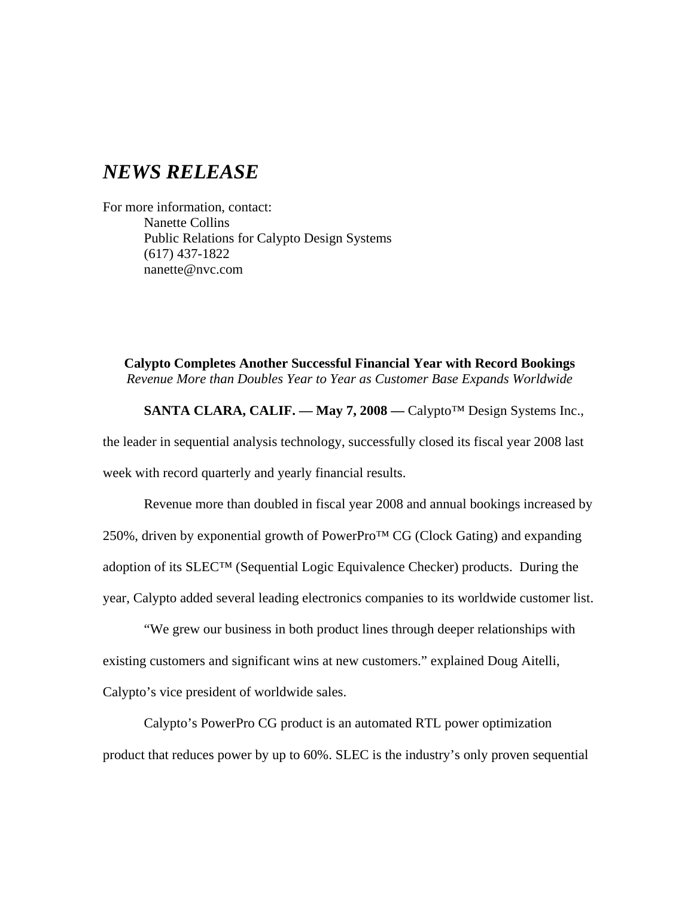# *NEWS RELEASE*

For more information, contact:
Nanette Collins
Public Relations for Calypto Design Systems
(617) 437-1822
nanette@nvc.com

**Calypto Completes Another Successful Financial Year with Record Bookings**
*Revenue More than Doubles Year to Year as Customer Base Expands Worldwide*

**SANTA CLARA, CALIF. — May 7, 2008 —** Calypto™ Design Systems Inc., the leader in sequential analysis technology, successfully closed its fiscal year 2008 last week with record quarterly and yearly financial results.

Revenue more than doubled in fiscal year 2008 and annual bookings increased by 250%, driven by exponential growth of PowerPro™ CG (Clock Gating) and expanding adoption of its SLEC™ (Sequential Logic Equivalence Checker) products. During the year, Calypto added several leading electronics companies to its worldwide customer list.

"We grew our business in both product lines through deeper relationships with existing customers and significant wins at new customers." explained Doug Aitelli, Calypto's vice president of worldwide sales.

Calypto's PowerPro CG product is an automated RTL power optimization product that reduces power by up to 60%. SLEC is the industry's only proven sequential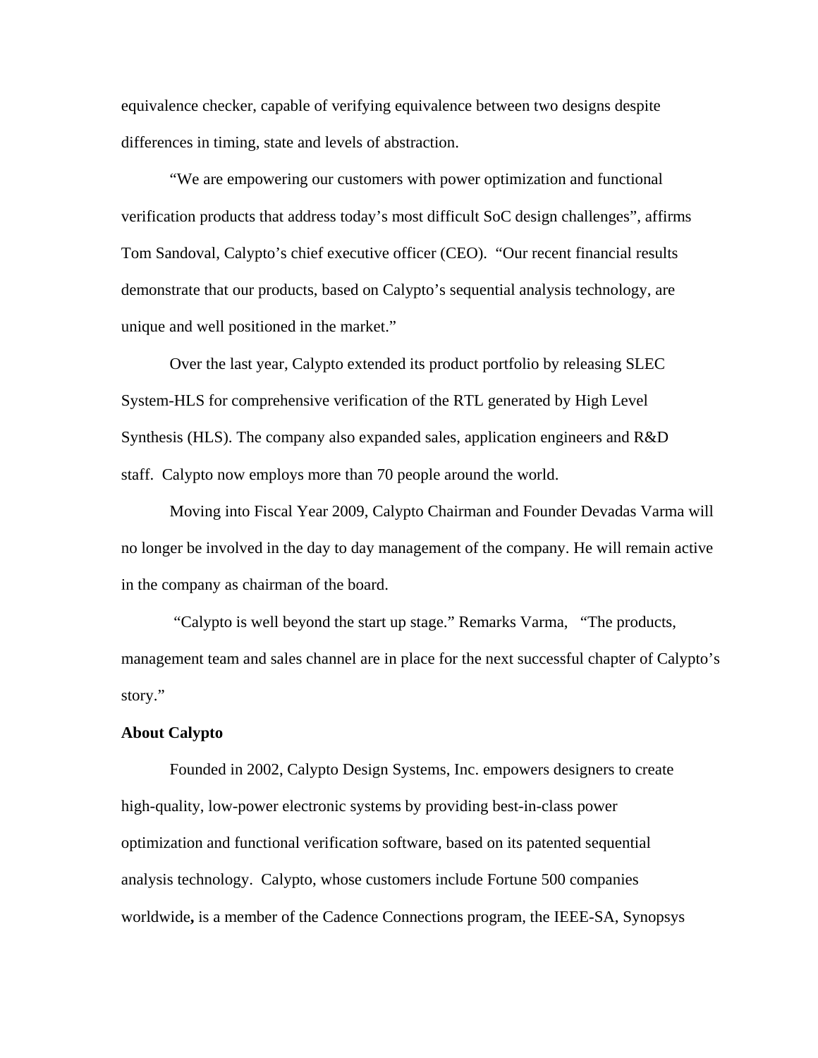equivalence checker, capable of verifying equivalence between two designs despite differences in timing, state and levels of abstraction.

“We are empowering our customers with power optimization and functional verification products that address today’s most difficult SoC design challenges”, affirms Tom Sandoval, Calypto’s chief executive officer (CEO). “Our recent financial results demonstrate that our products, based on Calypto’s sequential analysis technology, are unique and well positioned in the market.”

Over the last year, Calypto extended its product portfolio by releasing SLEC System-HLS for comprehensive verification of the RTL generated by High Level Synthesis (HLS). The company also expanded sales, application engineers and R&D staff. Calypto now employs more than 70 people around the world.

Moving into Fiscal Year 2009, Calypto Chairman and Founder Devadas Varma will no longer be involved in the day to day management of the company. He will remain active in the company as chairman of the board.

“Calypto is well beyond the start up stage.” Remarks Varma, “The products, management team and sales channel are in place for the next successful chapter of Calypto’s story.”

**About Calypto**

Founded in 2002, Calypto Design Systems, Inc. empowers designers to create high-quality, low-power electronic systems by providing best-in-class power optimization and functional verification software, based on its patented sequential analysis technology. Calypto, whose customers include Fortune 500 companies worldwide**,** is a member of the Cadence Connections program, the IEEE-SA, Synopsys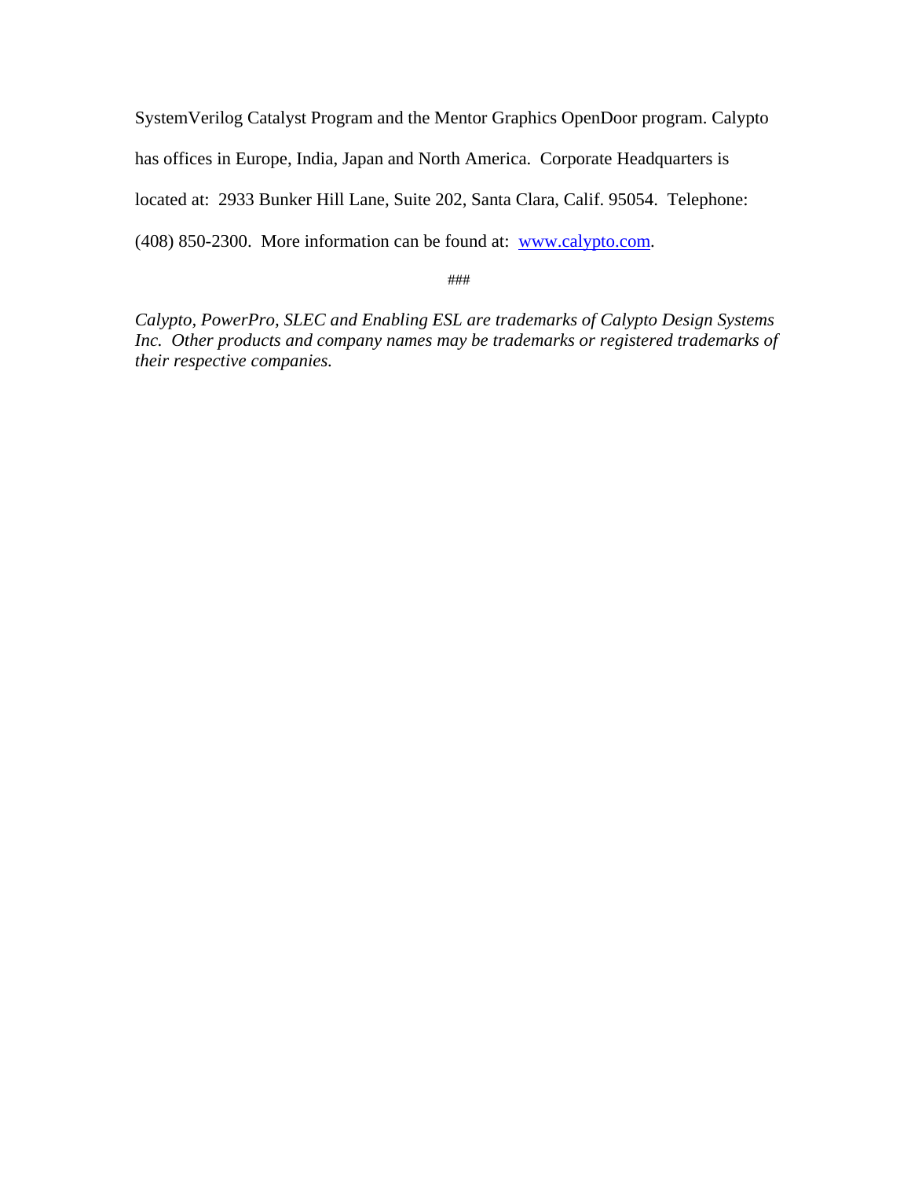SystemVerilog Catalyst Program and the Mentor Graphics OpenDoor program. Calypto has offices in Europe, India, Japan and North America. Corporate Headquarters is located at: 2933 Bunker Hill Lane, Suite 202, Santa Clara, Calif. 95054. Telephone: (408) 850-2300. More information can be found at: [www.calypto.com](http://www.calypto.com).

###

*Calypto, PowerPro, SLEC and Enabling ESL are trademarks of Calypto Design Systems Inc. Other products and company names may be trademarks or registered trademarks of their respective companies.*